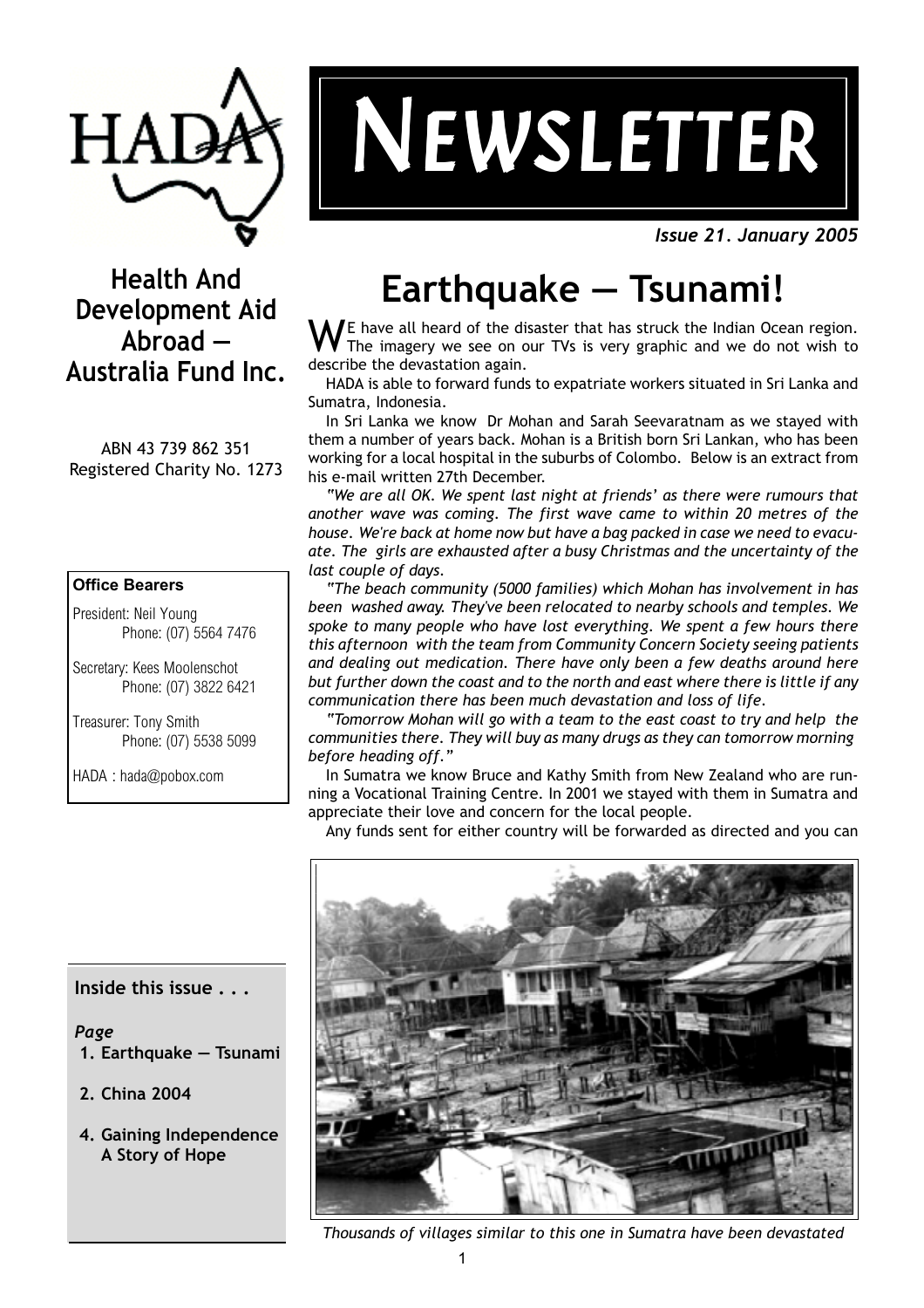HADA

# Newsletter

*Issue 21. January 2005*

**Health And Development Aid Abroad — Australia Fund Inc.**

ABN 43 739 862 351
Registered Charity No. 1273

**Office Bearers**

President: Neil Young
Phone: (07) 5564 7476

Secretary: Kees Moolenschot
Phone: (07) 3822 6421

Treasurer: Tony Smith
Phone: (07) 5538 5099

HADA : hada@pobox.com

**Inside this issue . . .**

*Page*

1. **Earthquake — Tsunami**
2. **China 2004**
4. **Gaining Independence A Story of Hope**

## Earthquake — Tsunami!

WE have all heard of the disaster that has struck the Indian Ocean region. The imagery we see on our TVs is very graphic and we do not wish to describe the devastation again.

HADA is able to forward funds to expatriate workers situated in Sri Lanka and Sumatra, Indonesia.

In Sri Lanka we know Dr Mohan and Sarah Seevaratnam as we stayed with them a number of years back. Mohan is a British born Sri Lankan, who has been working for a local hospital in the suburbs of Colombo. Below is an extract from his e-mail written 27th December.

*"We are all OK. We spent last night at friends' as there were rumours that another wave was coming. The first wave came to within 20 metres of the house. We're back at home now but have a bag packed in case we need to evacuate. The girls are exhausted after a busy Christmas and the uncertainty of the last couple of days.*

*"The beach community (5000 families) which Mohan has involvement in has been washed away. They've been relocated to nearby schools and temples. We spoke to many people who have lost everything. We spent a few hours there this afternoon with the team from Community Concern Society seeing patients and dealing out medication. There have only been a few deaths around here but further down the coast and to the north and east where there is little if any communication there has been much devastation and loss of life.*

*"Tomorrow Mohan will go with a team to the east coast to try and help the communities there. They will buy as many drugs as they can tomorrow morning before heading off."*

In Sumatra we know Bruce and Kathy Smith from New Zealand who are running a Vocational Training Centre. In 2001 we stayed with them in Sumatra and appreciate their love and concern for the local people.

Any funds sent for either country will be forwarded as directed and you can

*Thousands of villages similar to this one in Sumatra have been devastated*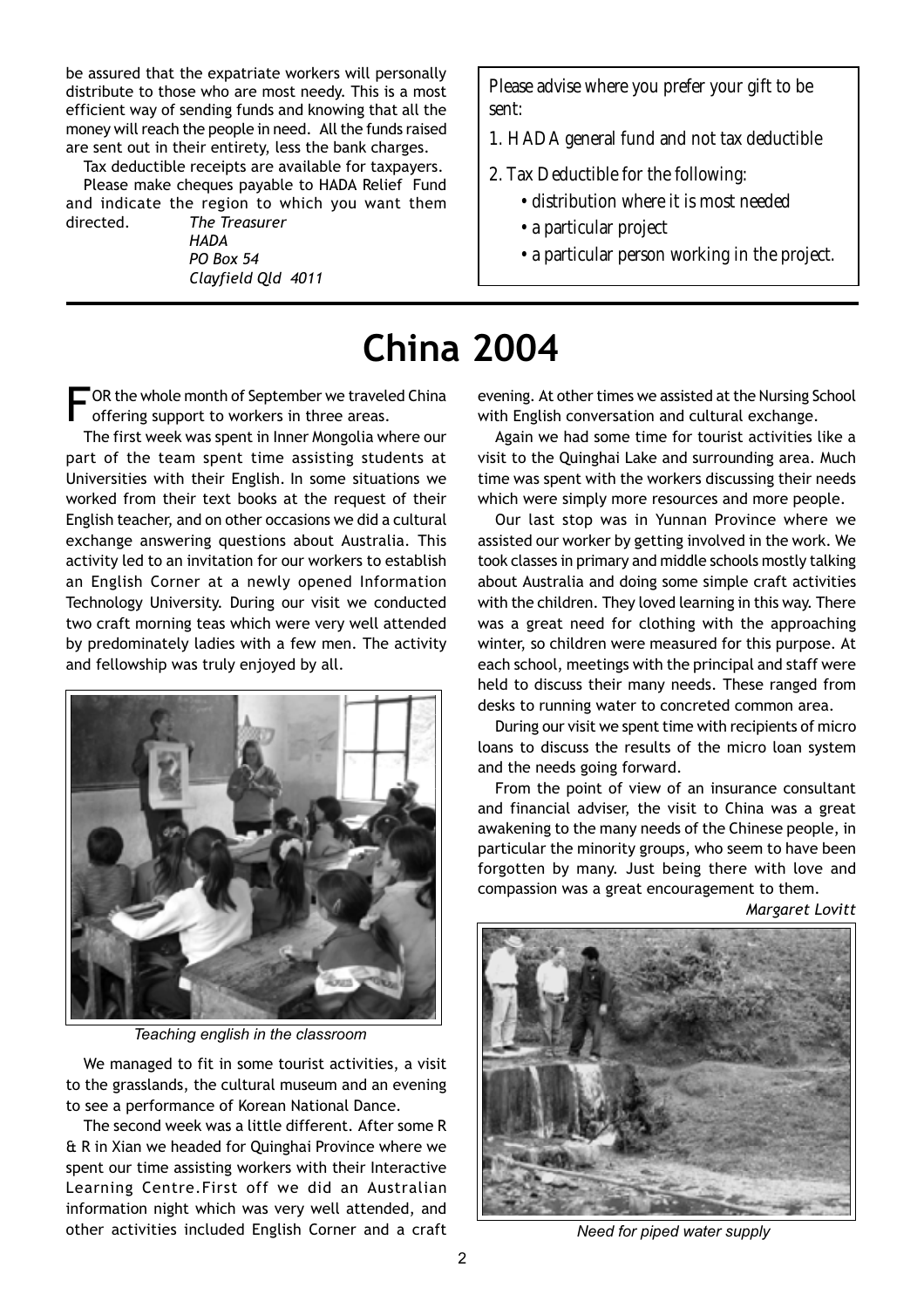be assured that the expatriate workers will personally distribute to those who are most needy. This is a most efficient way of sending funds and knowing that all the money will reach the people in need. All the funds raised are sent out in their entirety, less the bank charges.

Tax deductible receipts are available for taxpayers.

Please make cheques payable to HADA Relief Fund and indicate the region to which you want them directed.

*The Treasurer*
*HADA*
*PO Box 54*
*Clayfield Qld 4011*

Please advise where you prefer your gift to be sent:

1. HADA general fund and not tax deductible
2. Tax Deductible for the following:
   - distribution where it is most needed
   - a particular project
   - a particular person working in the project.

# China 2004

FOR the whole month of September we traveled China offering support to workers in three areas.

The first week was spent in Inner Mongolia where our part of the team spent time assisting students at Universities with their English. In some situations we worked from their text books at the request of their English teacher, and on other occasions we did a cultural exchange answering questions about Australia. This activity led to an invitation for our workers to establish an English Corner at a newly opened Information Technology University. During our visit we conducted two craft morning teas which were very well attended by predominately ladies with a few men. The activity and fellowship was truly enjoyed by all.

*Teaching english in the classroom*

We managed to fit in some tourist activities, a visit to the grasslands, the cultural museum and an evening to see a performance of Korean National Dance.

The second week was a little different. After some R & R in Xian we headed for Quinghai Province where we spent our time assisting workers with their Interactive Learning Centre.First off we did an Australian information night which was very well attended, and other activities included English Corner and a craft evening. At other times we assisted at the Nursing School with English conversation and cultural exchange.

Again we had some time for tourist activities like a visit to the Quinghai Lake and surrounding area. Much time was spent with the workers discussing their needs which were simply more resources and more people.

Our last stop was in Yunnan Province where we assisted our worker by getting involved in the work. We took classes in primary and middle schools mostly talking about Australia and doing some simple craft activities with the children. They loved learning in this way. There was a great need for clothing with the approaching winter, so children were measured for this purpose. At each school, meetings with the principal and staff were held to discuss their many needs. These ranged from desks to running water to concreted common area.

During our visit we spent time with recipients of micro loans to discuss the results of the micro loan system and the needs going forward.

From the point of view of an insurance consultant and financial adviser, the visit to China was a great awakening to the many needs of the Chinese people, in particular the minority groups, who seem to have been forgotten by many. Just being there with love and compassion was a great encouragement to them.

*Margaret Lovitt*

*Need for piped water supply*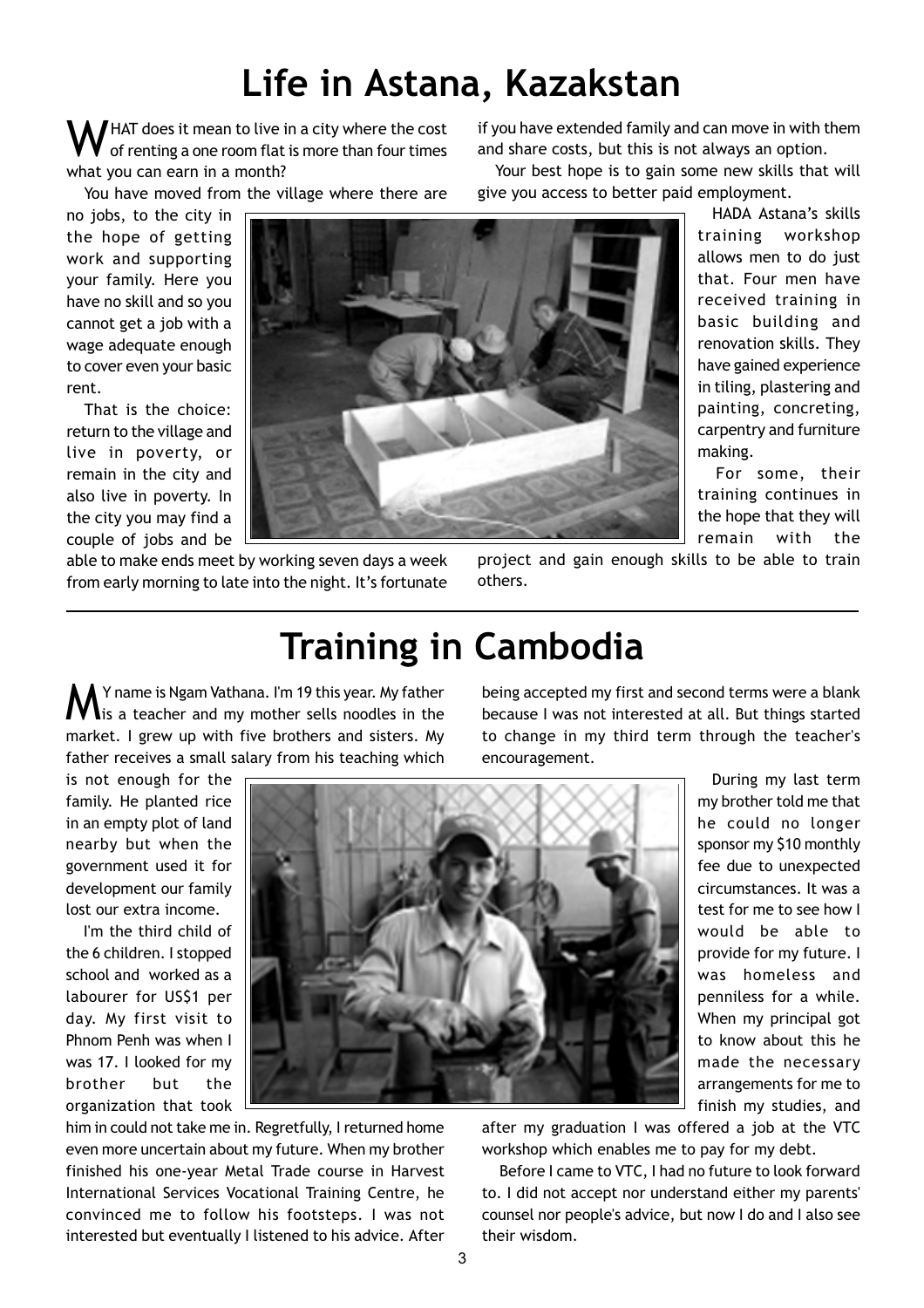# Life in Astana, Kazakstan

WHAT does it mean to live in a city where the cost of renting a one room flat is more than four times what you can earn in a month?

You have moved from the village where there are no jobs, to the city in the hope of getting work and supporting your family. Here you have no skill and so you cannot get a job with a wage adequate enough to cover even your basic rent.

That is the choice: return to the village and live in poverty, or remain in the city and also live in poverty. In the city you may find a couple of jobs and be able to make ends meet by working seven days a week from early morning to late into the night. It's fortunate if you have extended family and can move in with them and share costs, but this is not always an option.

Your best hope is to gain some new skills that will give you access to better paid employment.

HADA Astana's skills training workshop allows men to do just that. Four men have received training in basic building and renovation skills. They have gained experience in tiling, plastering and painting, concreting, carpentry and furniture making.

For some, their training continues in the hope that they will remain with the project and gain enough skills to be able to train others.

# Training in Cambodia

MY name is Ngam Vathana. I'm 19 this year. My father is a teacher and my mother sells noodles in the market. I grew up with five brothers and sisters. My father receives a small salary from his teaching which is not enough for the family. He planted rice in an empty plot of land nearby but when the government used it for development our family lost our extra income.

I'm the third child of the 6 children. I stopped school and worked as a labourer for US$1 per day. My first visit to Phnom Penh was when I was 17. I looked for my brother but the organization that took him in could not take me in. Regretfully, I returned home even more uncertain about my future. When my brother finished his one-year Metal Trade course in Harvest International Services Vocational Training Centre, he convinced me to follow his footsteps. I was not interested but eventually I listened to his advice. After being accepted my first and second terms were a blank because I was not interested at all. But things started to change in my third term through the teacher's encouragement.

During my last term my brother told me that he could no longer sponsor my $10 monthly fee due to unexpected circumstances. It was a test for me to see how I would be able to provide for my future. I was homeless and penniless for a while. When my principal got to know about this he made the necessary arrangements for me to finish my studies, and after my graduation I was offered a job at the VTC workshop which enables me to pay for my debt.

Before I came to VTC, I had no future to look forward to. I did not accept nor understand either my parents' counsel nor people's advice, but now I do and I also see their wisdom.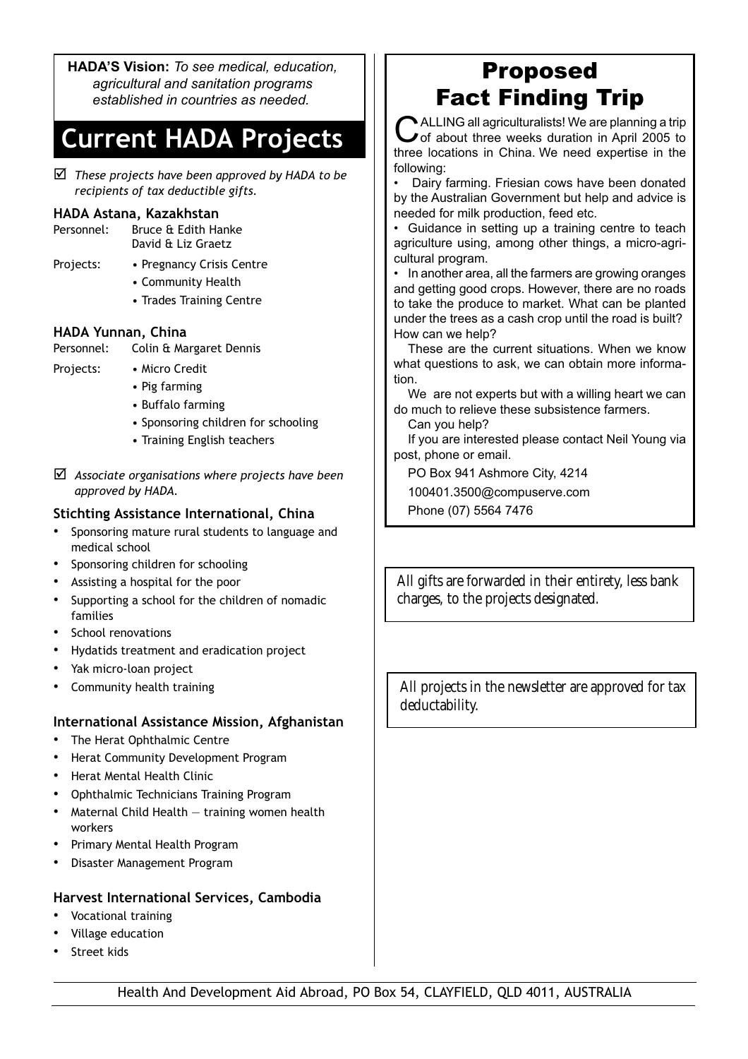**HADA'S Vision:** *To see medical, education, agricultural and sanitation programs established in countries as needed.*

# Current HADA Projects

☑ *These projects have been approved by HADA to be recipients of tax deductible gifts.*

### HADA Astana, Kazakhstan

Personnel: Bruce & Edith Hanke
David & Liz Graetz

Projects:
- Pregnancy Crisis Centre
- Community Health
- Trades Training Centre

### HADA Yunnan, China

Personnel: Colin & Margaret Dennis

Projects:
- Micro Credit
- Pig farming
- Buffalo farming
- Sponsoring children for schooling
- Training English teachers

☑ *Associate organisations where projects have been approved by HADA.*

### Stichting Assistance International, China

- Sponsoring mature rural students to language and medical school
- Sponsoring children for schooling
- Assisting a hospital for the poor
- Supporting a school for the children of nomadic families
- School renovations
- Hydatids treatment and eradication project
- Yak micro-loan project
- Community health training

### International Assistance Mission, Afghanistan

- The Herat Ophthalmic Centre
- Herat Community Development Program
- Herat Mental Health Clinic
- Ophthalmic Technicians Training Program
- Maternal Child Health — training women health workers
- Primary Mental Health Program
- Disaster Management Program

### Harvest International Services, Cambodia

- Vocational training
- Village education
- Street kids

# Proposed Fact Finding Trip

CALLING all agriculturalists! We are planning a trip of about three weeks duration in April 2005 to three locations in China. We need expertise in the following:

- Dairy farming. Friesian cows have been donated by the Australian Government but help and advice is needed for milk production, feed etc.
- Guidance in setting up a training centre to teach agriculture using, among other things, a micro-agricultural program.
- In another area, all the farmers are growing oranges and getting good crops. However, there are no roads to take the produce to market. What can be planted under the trees as a cash crop until the road is built? How can we help?

These are the current situations. When we know what questions to ask, we can obtain more information.

We are not experts but with a willing heart we can do much to relieve these subsistence farmers.

Can you help?

If you are interested please contact Neil Young via post, phone or email.

PO Box 941 Ashmore City, 4214

100401.3500@compuserve.com

Phone (07) 5564 7476

*All gifts are forwarded in their entirety, less bank charges, to the projects designated.*

*All projects in the newsletter are approved for tax deductability.*

Health And Development Aid Abroad, PO Box 54, CLAYFIELD, QLD 4011, AUSTRALIA